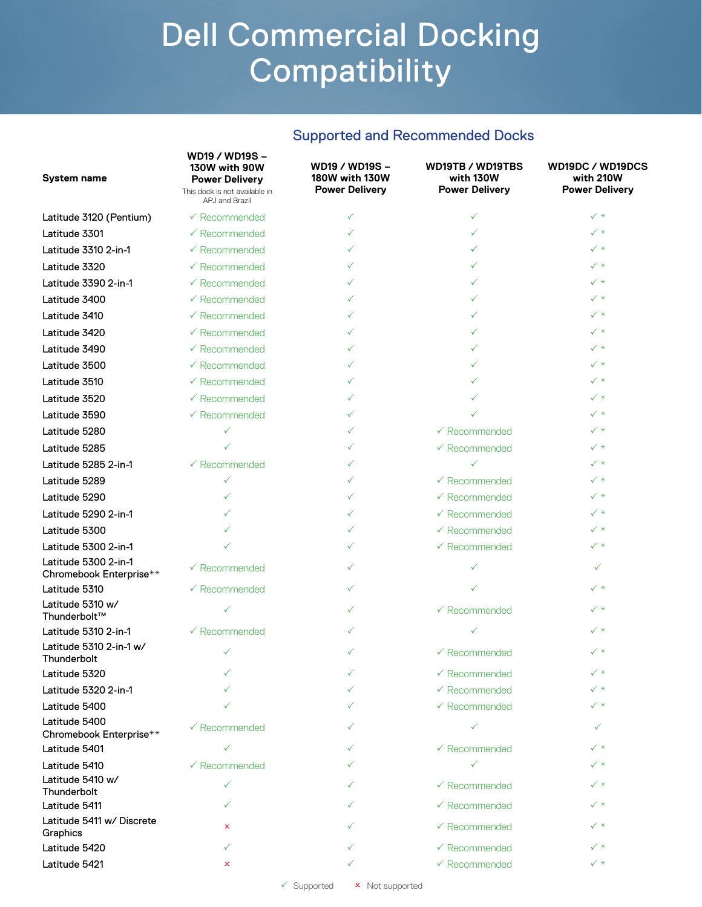# Dell Commercial Docking Compatibility

## Supported and Recommended Docks

| System name | WD19 / WD19S – 130W with 90W Power Delivery<br>This dock is not available in APJ and Brazil | WD19 / WD19S – 180W with 130W Power Delivery | WD19TB / WD19TBS with 130W Power Delivery | WD19DC / WD19DCS with 210W Power Delivery |
|---|---|---|---|---|
| Latitude 3120 (Pentium) | ✓ Recommended | ✓ | ✓ | ✓ * |
| Latitude 3301 | ✓ Recommended | ✓ | ✓ | ✓ * |
| Latitude 3310 2-in-1 | ✓ Recommended | ✓ | ✓ | ✓ * |
| Latitude 3320 | ✓ Recommended | ✓ | ✓ | ✓ * |
| Latitude 3390 2-in-1 | ✓ Recommended | ✓ | ✓ | ✓ * |
| Latitude 3400 | ✓ Recommended | ✓ | ✓ | ✓ * |
| Latitude 3410 | ✓ Recommended | ✓ | ✓ | ✓ * |
| Latitude 3420 | ✓ Recommended | ✓ | ✓ | ✓ * |
| Latitude 3490 | ✓ Recommended | ✓ | ✓ | ✓ * |
| Latitude 3500 | ✓ Recommended | ✓ | ✓ | ✓ * |
| Latitude 3510 | ✓ Recommended | ✓ | ✓ | ✓ * |
| Latitude 3520 | ✓ Recommended | ✓ | ✓ | ✓ * |
| Latitude 3590 | ✓ Recommended | ✓ | ✓ | ✓ * |
| Latitude 5280 | ✓ | ✓ | ✓ Recommended | ✓ * |
| Latitude 5285 | ✓ | ✓ | ✓ Recommended | ✓ * |
| Latitude 5285 2-in-1 | ✓ Recommended | ✓ | ✓ | ✓ * |
| Latitude 5289 | ✓ | ✓ | ✓ Recommended | ✓ * |
| Latitude 5290 | ✓ | ✓ | ✓ Recommended | ✓ * |
| Latitude 5290 2-in-1 | ✓ | ✓ | ✓ Recommended | ✓ * |
| Latitude 5300 | ✓ | ✓ | ✓ Recommended | ✓ * |
| Latitude 5300 2-in-1 | ✓ | ✓ | ✓ Recommended | ✓ * |
| Latitude 5300 2-in-1 Chromebook Enterprise** | ✓ Recommended | ✓ | ✓ | ✓ |
| Latitude 5310 | ✓ Recommended | ✓ | ✓ | ✓ * |
| Latitude 5310 w/ Thunderbolt™ | ✓ | ✓ | ✓ Recommended | ✓ * |
| Latitude 5310 2-in-1 | ✓ Recommended | ✓ | ✓ | ✓ * |
| Latitude 5310 2-in-1 w/ Thunderbolt | ✓ | ✓ | ✓ Recommended | ✓ * |
| Latitude 5320 | ✓ | ✓ | ✓ Recommended | ✓ * |
| Latitude 5320 2-in-1 | ✓ | ✓ | ✓ Recommended | ✓ * |
| Latitude 5400 | ✓ | ✓ | ✓ Recommended | ✓ * |
| Latitude 5400 Chromebook Enterprise** | ✓ Recommended | ✓ | ✓ | ✓ |
| Latitude 5401 | ✓ | ✓ | ✓ Recommended | ✓ * |
| Latitude 5410 | ✓ Recommended | ✓ | ✓ | ✓ * |
| Latitude 5410 w/ Thunderbolt | ✓ | ✓ | ✓ Recommended | ✓ * |
| Latitude 5411 | ✓ | ✓ | ✓ Recommended | ✓ * |
| Latitude 5411 w/ Discrete Graphics | × | ✓ | ✓ Recommended | ✓ * |
| Latitude 5420 | ✓ | ✓ | ✓ Recommended | ✓ * |
| Latitude 5421 | × | ✓ | ✓ Recommended | ✓ * |

✓ Supported × Not supported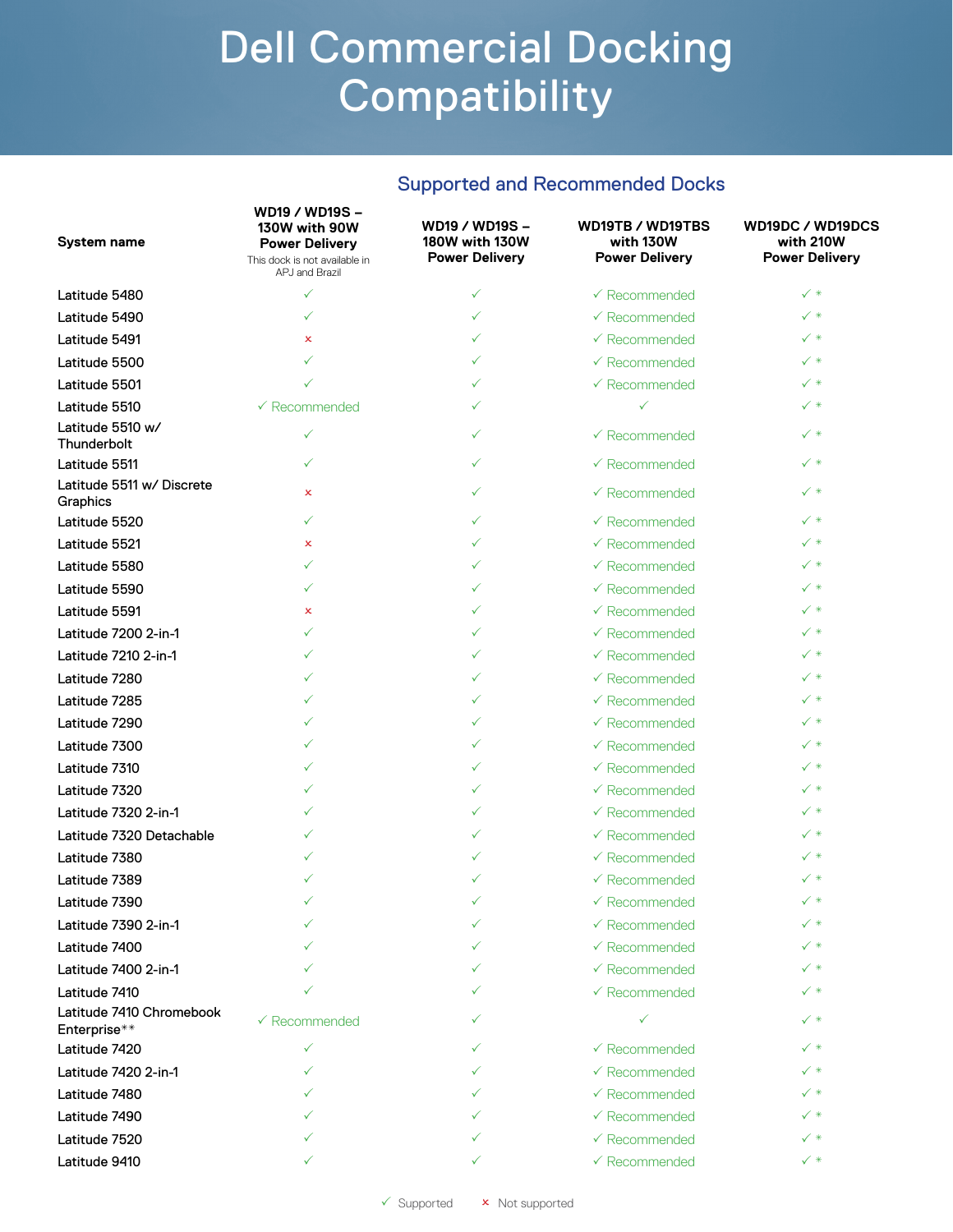# Dell Commercial Docking Compatibility

## Supported and Recommended Docks

| System name | WD19 / WD19S – 130W with 90W Power Delivery (This dock is not available in APJ and Brazil) | WD19 / WD19S – 180W with 130W Power Delivery | WD19TB / WD19TBS with 130W Power Delivery | WD19DC / WD19DCS with 210W Power Delivery |
|---|---|---|---|---|
| Latitude 5480 | ✓ | ✓ | ✓ Recommended | ✓ * |
| Latitude 5490 | ✓ | ✓ | ✓ Recommended | ✓ * |
| Latitude 5491 | × | ✓ | ✓ Recommended | ✓ * |
| Latitude 5500 | ✓ | ✓ | ✓ Recommended | ✓ * |
| Latitude 5501 | ✓ | ✓ | ✓ Recommended | ✓ * |
| Latitude 5510 | ✓ Recommended | ✓ | ✓ | ✓ * |
| Latitude 5510 w/ Thunderbolt | ✓ | ✓ | ✓ Recommended | ✓ * |
| Latitude 5511 | ✓ | ✓ | ✓ Recommended | ✓ * |
| Latitude 5511 w/ Discrete Graphics | × | ✓ | ✓ Recommended | ✓ * |
| Latitude 5520 | ✓ | ✓ | ✓ Recommended | ✓ * |
| Latitude 5521 | × | ✓ | ✓ Recommended | ✓ * |
| Latitude 5580 | ✓ | ✓ | ✓ Recommended | ✓ * |
| Latitude 5590 | ✓ | ✓ | ✓ Recommended | ✓ * |
| Latitude 5591 | × | ✓ | ✓ Recommended | ✓ * |
| Latitude 7200 2-in-1 | ✓ | ✓ | ✓ Recommended | ✓ * |
| Latitude 7210 2-in-1 | ✓ | ✓ | ✓ Recommended | ✓ * |
| Latitude 7280 | ✓ | ✓ | ✓ Recommended | ✓ * |
| Latitude 7285 | ✓ | ✓ | ✓ Recommended | ✓ * |
| Latitude 7290 | ✓ | ✓ | ✓ Recommended | ✓ * |
| Latitude 7300 | ✓ | ✓ | ✓ Recommended | ✓ * |
| Latitude 7310 | ✓ | ✓ | ✓ Recommended | ✓ * |
| Latitude 7320 | ✓ | ✓ | ✓ Recommended | ✓ * |
| Latitude 7320 2-in-1 | ✓ | ✓ | ✓ Recommended | ✓ * |
| Latitude 7320 Detachable | ✓ | ✓ | ✓ Recommended | ✓ * |
| Latitude 7380 | ✓ | ✓ | ✓ Recommended | ✓ * |
| Latitude 7389 | ✓ | ✓ | ✓ Recommended | ✓ * |
| Latitude 7390 | ✓ | ✓ | ✓ Recommended | ✓ * |
| Latitude 7390 2-in-1 | ✓ | ✓ | ✓ Recommended | ✓ * |
| Latitude 7400 | ✓ | ✓ | ✓ Recommended | ✓ * |
| Latitude 7400 2-in-1 | ✓ | ✓ | ✓ Recommended | ✓ * |
| Latitude 7410 | ✓ | ✓ | ✓ Recommended | ✓ * |
| Latitude 7410 Chromebook Enterprise** | ✓ Recommended | ✓ | ✓ | ✓ * |
| Latitude 7420 | ✓ | ✓ | ✓ Recommended | ✓ * |
| Latitude 7420 2-in-1 | ✓ | ✓ | ✓ Recommended | ✓ * |
| Latitude 7480 | ✓ | ✓ | ✓ Recommended | ✓ * |
| Latitude 7490 | ✓ | ✓ | ✓ Recommended | ✓ * |
| Latitude 7520 | ✓ | ✓ | ✓ Recommended | ✓ * |
| Latitude 9410 | ✓ | ✓ | ✓ Recommended | ✓ * |

✓ Supported × Not supported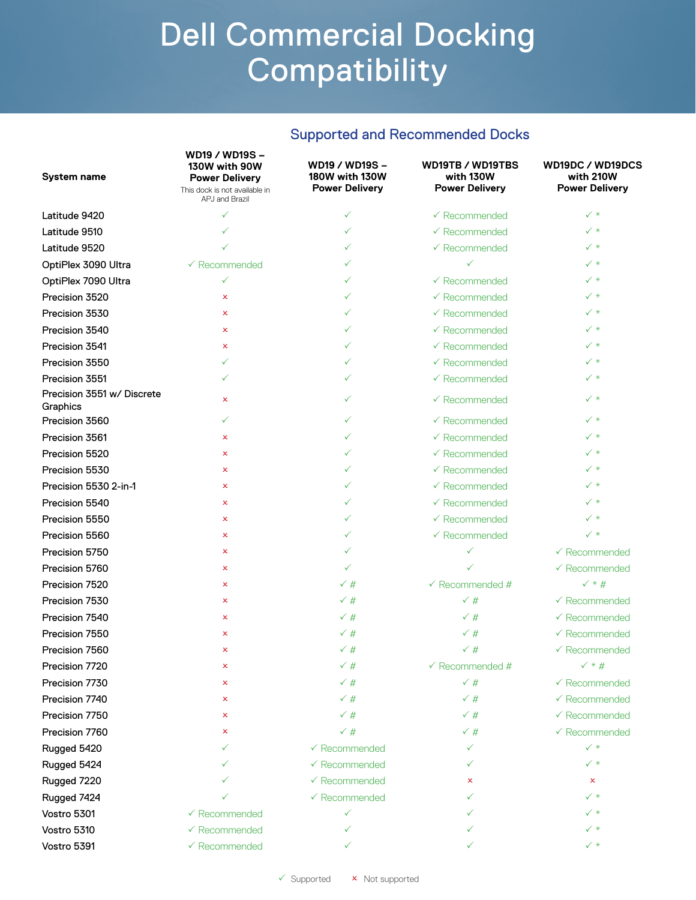# Dell Commercial Docking Compatibility

## Supported and Recommended Docks

| System name | WD19 / WD19S – 130W with 90W Power Delivery<br>This dock is not available in APJ and Brazil | WD19 / WD19S – 180W with 130W Power Delivery | WD19TB / WD19TBS with 130W Power Delivery | WD19DC / WD19DCS with 210W Power Delivery |
|---|---|---|---|---|
| Latitude 9420 | ✓ | ✓ | ✓ Recommended | ✓ * |
| Latitude 9510 | ✓ | ✓ | ✓ Recommended | ✓ * |
| Latitude 9520 | ✓ | ✓ | ✓ Recommended | ✓ * |
| OptiPlex 3090 Ultra | ✓ Recommended | ✓ | ✓ | ✓ * |
| OptiPlex 7090 Ultra | ✓ | ✓ | ✓ Recommended | ✓ * |
| Precision 3520 | × | ✓ | ✓ Recommended | ✓ * |
| Precision 3530 | × | ✓ | ✓ Recommended | ✓ * |
| Precision 3540 | × | ✓ | ✓ Recommended | ✓ * |
| Precision 3541 | × | ✓ | ✓ Recommended | ✓ * |
| Precision 3550 | ✓ | ✓ | ✓ Recommended | ✓ * |
| Precision 3551 | ✓ | ✓ | ✓ Recommended | ✓ * |
| Precision 3551 w/ Discrete Graphics | × | ✓ | ✓ Recommended | ✓ * |
| Precision 3560 | ✓ | ✓ | ✓ Recommended | ✓ * |
| Precision 3561 | × | ✓ | ✓ Recommended | ✓ * |
| Precision 5520 | × | ✓ | ✓ Recommended | ✓ * |
| Precision 5530 | × | ✓ | ✓ Recommended | ✓ * |
| Precision 5530 2-in-1 | × | ✓ | ✓ Recommended | ✓ * |
| Precision 5540 | × | ✓ | ✓ Recommended | ✓ * |
| Precision 5550 | × | ✓ | ✓ Recommended | ✓ * |
| Precision 5560 | × | ✓ | ✓ Recommended | ✓ * |
| Precision 5750 | × | ✓ | ✓ | ✓ Recommended |
| Precision 5760 | × | ✓ | ✓ | ✓ Recommended |
| Precision 7520 | × | ✓ # | ✓ Recommended # | ✓ * # |
| Precision 7530 | × | ✓ # | ✓ # | ✓ Recommended |
| Precision 7540 | × | ✓ # | ✓ # | ✓ Recommended |
| Precision 7550 | × | ✓ # | ✓ # | ✓ Recommended |
| Precision 7560 | × | ✓ # | ✓ # | ✓ Recommended |
| Precision 7720 | × | ✓ # | ✓ Recommended # | ✓ * # |
| Precision 7730 | × | ✓ # | ✓ # | ✓ Recommended |
| Precision 7740 | × | ✓ # | ✓ # | ✓ Recommended |
| Precision 7750 | × | ✓ # | ✓ # | ✓ Recommended |
| Precision 7760 | × | ✓ # | ✓ # | ✓ Recommended |
| Rugged 5420 | ✓ | ✓ Recommended | ✓ | ✓ * |
| Rugged 5424 | ✓ | ✓ Recommended | ✓ | ✓ * |
| Rugged 7220 | ✓ | ✓ Recommended | × | × |
| Rugged 7424 | ✓ | ✓ Recommended | ✓ | ✓ * |
| Vostro 5301 | ✓ Recommended | ✓ | ✓ | ✓ * |
| Vostro 5310 | ✓ Recommended | ✓ | ✓ | ✓ * |
| Vostro 5391 | ✓ Recommended | ✓ | ✓ | ✓ * |

✓ Supported × Not supported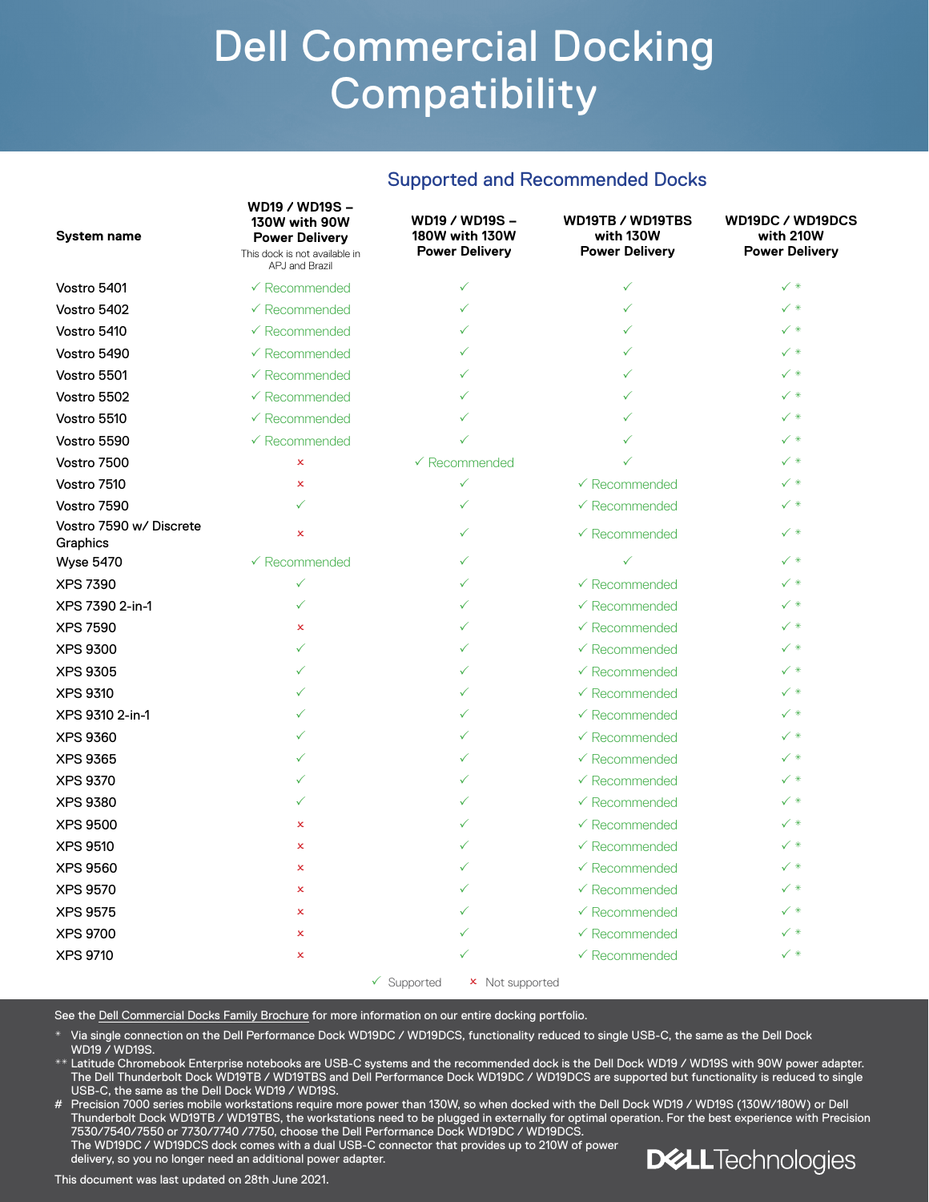# Dell Commercial Docking Compatibility

## Supported and Recommended Docks

| System name | WD19 / WD19S – 130W with 90W Power Delivery<br>This dock is not available in APJ and Brazil | WD19 / WD19S – 180W with 130W Power Delivery | WD19TB / WD19TBS with 130W Power Delivery | WD19DC / WD19DCS with 210W Power Delivery |
|---|---|---|---|---|
| Vostro 5401 | ✓ Recommended | ✓ | ✓ | ✓ * |
| Vostro 5402 | ✓ Recommended | ✓ | ✓ | ✓ * |
| Vostro 5410 | ✓ Recommended | ✓ | ✓ | ✓ * |
| Vostro 5490 | ✓ Recommended | ✓ | ✓ | ✓ * |
| Vostro 5501 | ✓ Recommended | ✓ | ✓ | ✓ * |
| Vostro 5502 | ✓ Recommended | ✓ | ✓ | ✓ * |
| Vostro 5510 | ✓ Recommended | ✓ | ✓ | ✓ * |
| Vostro 5590 | ✓ Recommended | ✓ | ✓ | ✓ * |
| Vostro 7500 | × | ✓ Recommended | ✓ | ✓ * |
| Vostro 7510 | × | ✓ | ✓ Recommended | ✓ * |
| Vostro 7590 | ✓ | ✓ | ✓ Recommended | ✓ * |
| Vostro 7590 w/ Discrete Graphics | × | ✓ | ✓ Recommended | ✓ * |
| Wyse 5470 | ✓ Recommended | ✓ | ✓ | ✓ * |
| XPS 7390 | ✓ | ✓ | ✓ Recommended | ✓ * |
| XPS 7390 2-in-1 | ✓ | ✓ | ✓ Recommended | ✓ * |
| XPS 7590 | × | ✓ | ✓ Recommended | ✓ * |
| XPS 9300 | ✓ | ✓ | ✓ Recommended | ✓ * |
| XPS 9305 | ✓ | ✓ | ✓ Recommended | ✓ * |
| XPS 9310 | ✓ | ✓ | ✓ Recommended | ✓ * |
| XPS 9310 2-in-1 | ✓ | ✓ | ✓ Recommended | ✓ * |
| XPS 9360 | ✓ | ✓ | ✓ Recommended | ✓ * |
| XPS 9365 | ✓ | ✓ | ✓ Recommended | ✓ * |
| XPS 9370 | ✓ | ✓ | ✓ Recommended | ✓ * |
| XPS 9380 | ✓ | ✓ | ✓ Recommended | ✓ * |
| XPS 9500 | × | ✓ | ✓ Recommended | ✓ * |
| XPS 9510 | × | ✓ | ✓ Recommended | ✓ * |
| XPS 9560 | × | ✓ | ✓ Recommended | ✓ * |
| XPS 9570 | × | ✓ | ✓ Recommended | ✓ * |
| XPS 9575 | × | ✓ | ✓ Recommended | ✓ * |
| XPS 9700 | × | ✓ | ✓ Recommended | ✓ * |
| XPS 9710 | × | ✓ | ✓ Recommended | ✓ * |

✓ Supported    × Not supported

See the Dell Commercial Docks Family Brochure for more information on our entire docking portfolio.

\* Via single connection on the Dell Performance Dock WD19DC / WD19DCS, functionality reduced to single USB-C, the same as the Dell Dock WD19 / WD19S.

\*\* Latitude Chromebook Enterprise notebooks are USB-C systems and the recommended dock is the Dell Dock WD19 / WD19S with 90W power adapter. The Dell Thunderbolt Dock WD19TB / WD19TBS and Dell Performance Dock WD19DC / WD19DCS are supported but functionality is reduced to single USB-C, the same as the Dell Dock WD19 / WD19S.

\# Precision 7000 series mobile workstations require more power than 130W, so when docked with the Dell Dock WD19 / WD19S (130W/180W) or Dell Thunderbolt Dock WD19TB / WD19TBS, the workstations need to be plugged in externally for optimal operation. For the best experience with Precision 7530/7540/7550 or 7730/7740 /7750, choose the Dell Performance Dock WD19DC / WD19DCS. The WD19DC / WD19DCS dock comes with a dual USB-C connector that provides up to 210W of power delivery, so you no longer need an additional power adapter.

This document was last updated on 28th June 2021.

DELL Technologies